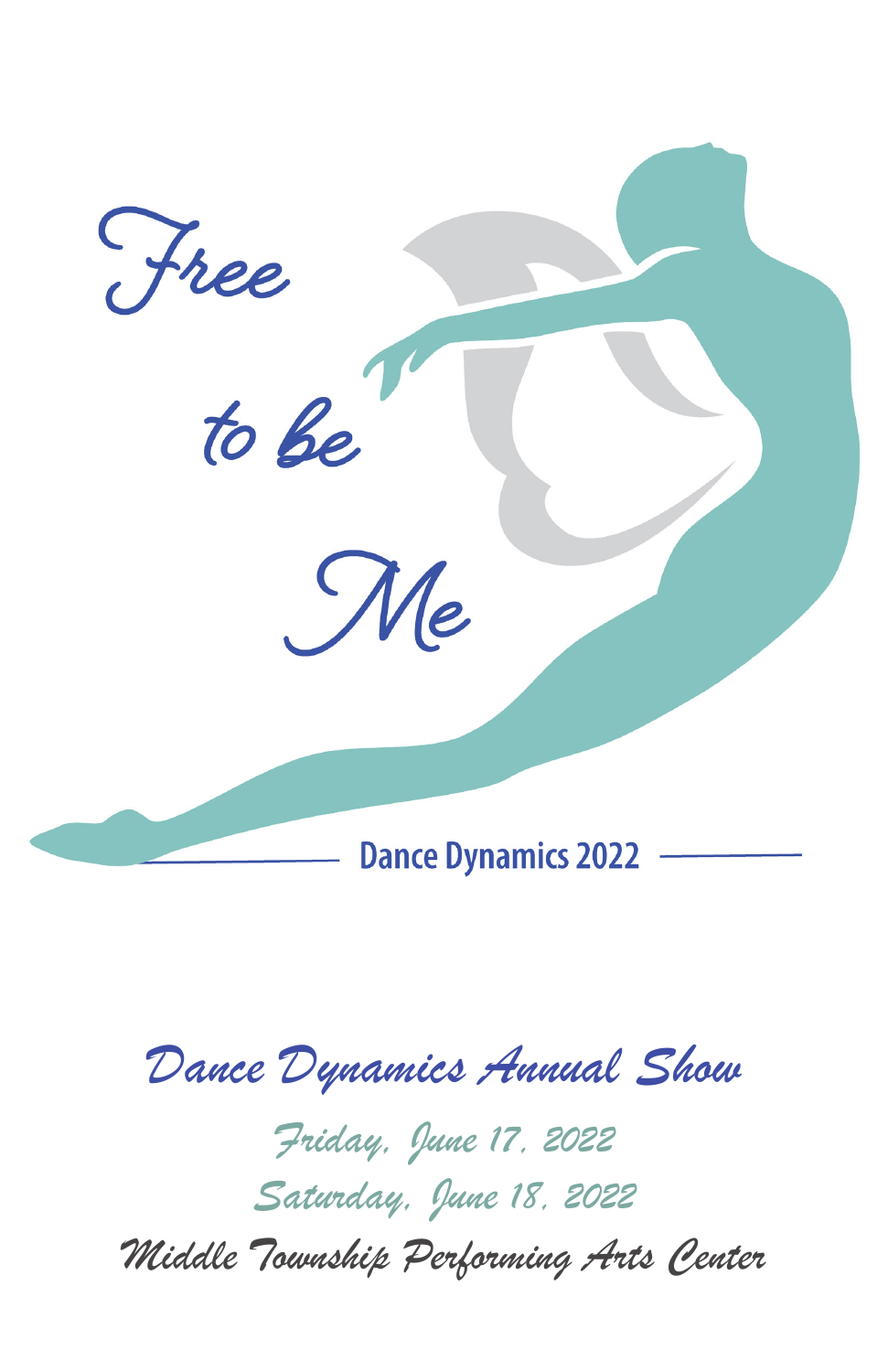# Free to be Me

**Dance Dynamics 2022**

## *Dance Dynamics Annual Show*

*Friday, June 17, 2022*

*Saturday, June 18, 2022*

*Middle Township Performing Arts Center*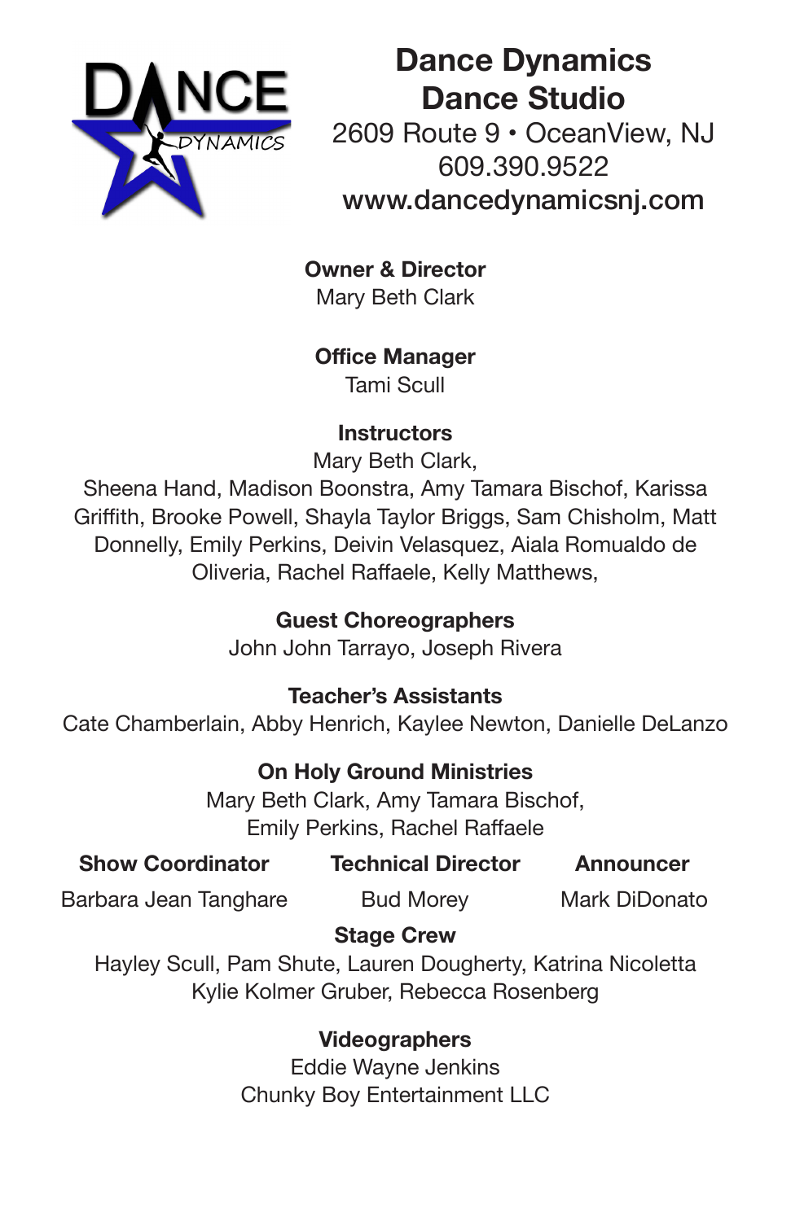# Dance Dynamics Dance Studio

2609 Route 9 • OceanView, NJ
609.390.9522
www.dancedynamicsnj.com

**Owner & Director**
Mary Beth Clark

**Office Manager**
Tami Scull

**Instructors**
Mary Beth Clark,
Sheena Hand, Madison Boonstra, Amy Tamara Bischof, Karissa Griffith, Brooke Powell, Shayla Taylor Briggs, Sam Chisholm, Matt Donnelly, Emily Perkins, Deivin Velasquez, Aiala Romualdo de Oliveria, Rachel Raffaele, Kelly Matthews,

**Guest Choreographers**
John John Tarrayo, Joseph Rivera

**Teacher's Assistants**
Cate Chamberlain, Abby Henrich, Kaylee Newton, Danielle DeLanzo

**On Holy Ground Ministries**
Mary Beth Clark, Amy Tamara Bischof,
Emily Perkins, Rachel Raffaele

**Show Coordinator**
Barbara Jean Tanghare

**Technical Director**
Bud Morey

**Announcer**
Mark DiDonato

**Stage Crew**
Hayley Scull, Pam Shute, Lauren Dougherty, Katrina Nicoletta
Kylie Kolmer Gruber, Rebecca Rosenberg

**Videographers**
Eddie Wayne Jenkins
Chunky Boy Entertainment LLC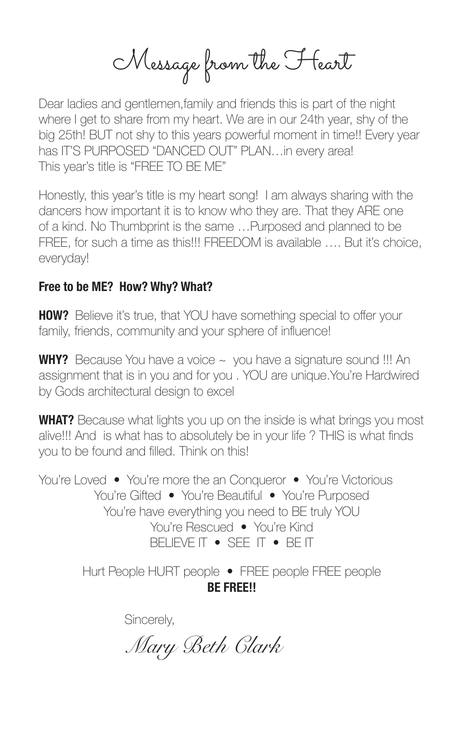# Message from the Heart

Dear ladies and gentlemen,family and friends this is part of the night where I get to share from my heart. We are in our 24th year, shy of the big 25th! BUT not shy to this years powerful moment in time!! Every year has IT'S PURPOSED "DANCED OUT" PLAN…in every area! This year's title is "FREE TO BE ME"

Honestly, this year's title is my heart song! I am always sharing with the dancers how important it is to know who they are. That they ARE one of a kind. No Thumbprint is the same …Purposed and planned to be FREE, for such a time as this!!! FREEDOM is available …. But it's choice, everyday!

**Free to be ME? How? Why? What?**

**HOW?** Believe it's true, that YOU have something special to offer your family, friends, community and your sphere of influence!

**WHY?** Because You have a voice ~ you have a signature sound !!! An assignment that is in you and for you . YOU are unique.You're Hardwired by Gods architectural design to excel

**WHAT?** Because what lights you up on the inside is what brings you most alive!!! And is what has to absolutely be in your life ? THIS is what finds you to be found and filled. Think on this!

You're Loved • You're more the an Conqueror • You're Victorious
You're Gifted • You're Beautiful • You're Purposed
You're have everything you need to BE truly YOU
You're Rescued • You're Kind
BELIEVE IT • SEE IT • BE IT

Hurt People HURT people • FREE people FREE people
**BE FREE!!**

Sincerely,

*Mary Beth Clark*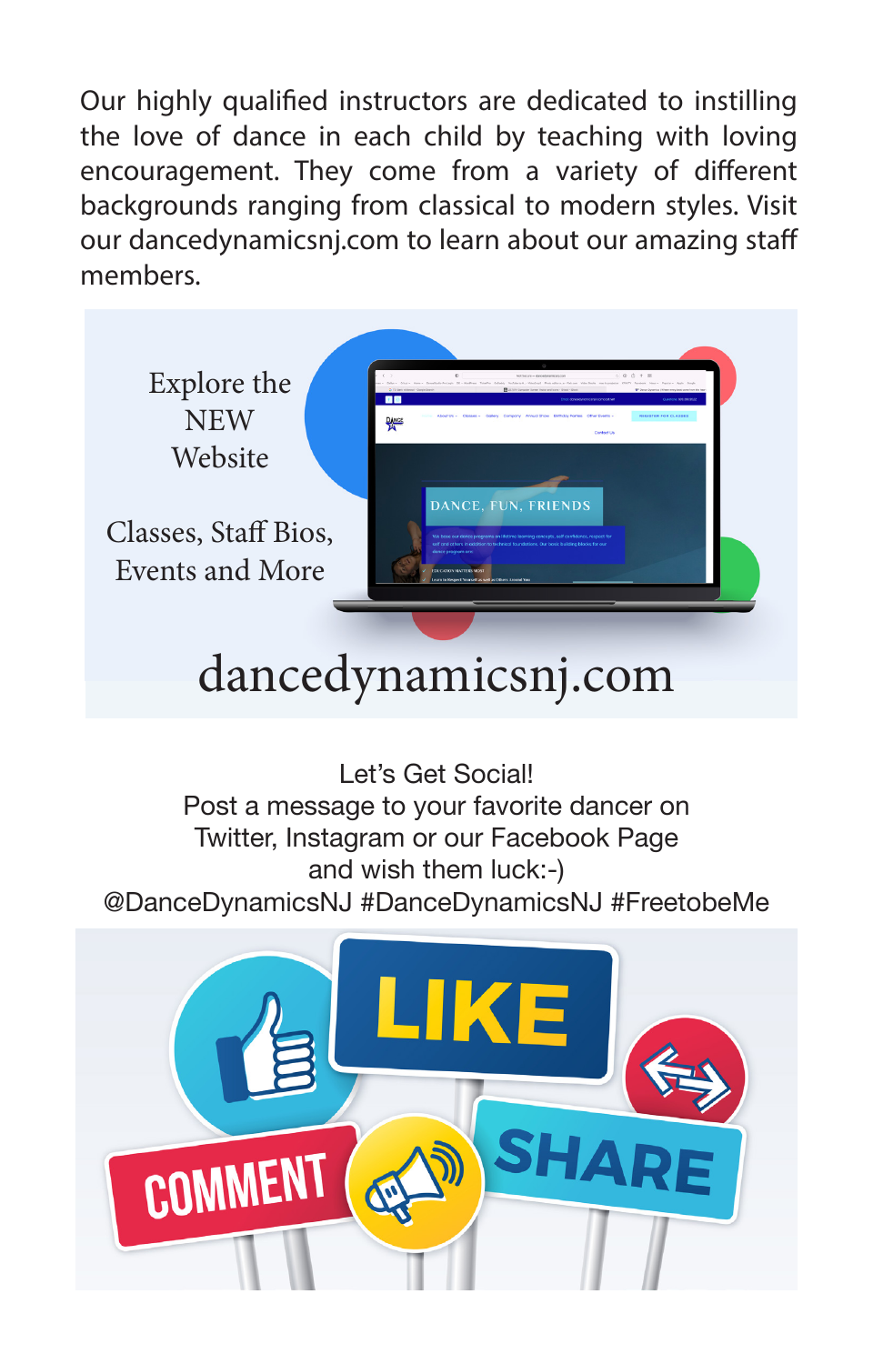Our highly qualified instructors are dedicated to instilling the love of dance in each child by teaching with loving encouragement. They come from a variety of different backgrounds ranging from classical to modern styles. Visit our dancedynamicsnj.com to learn about our amazing staff members.

Explore the NEW Website

Classes, Staff Bios, Events and More

dancedynamicsnj.com

Let's Get Social!
Post a message to your favorite dancer on Twitter, Instagram or our Facebook Page and wish them luck:-)
@DanceDynamicsNJ #DanceDynamicsNJ #FreetobeMe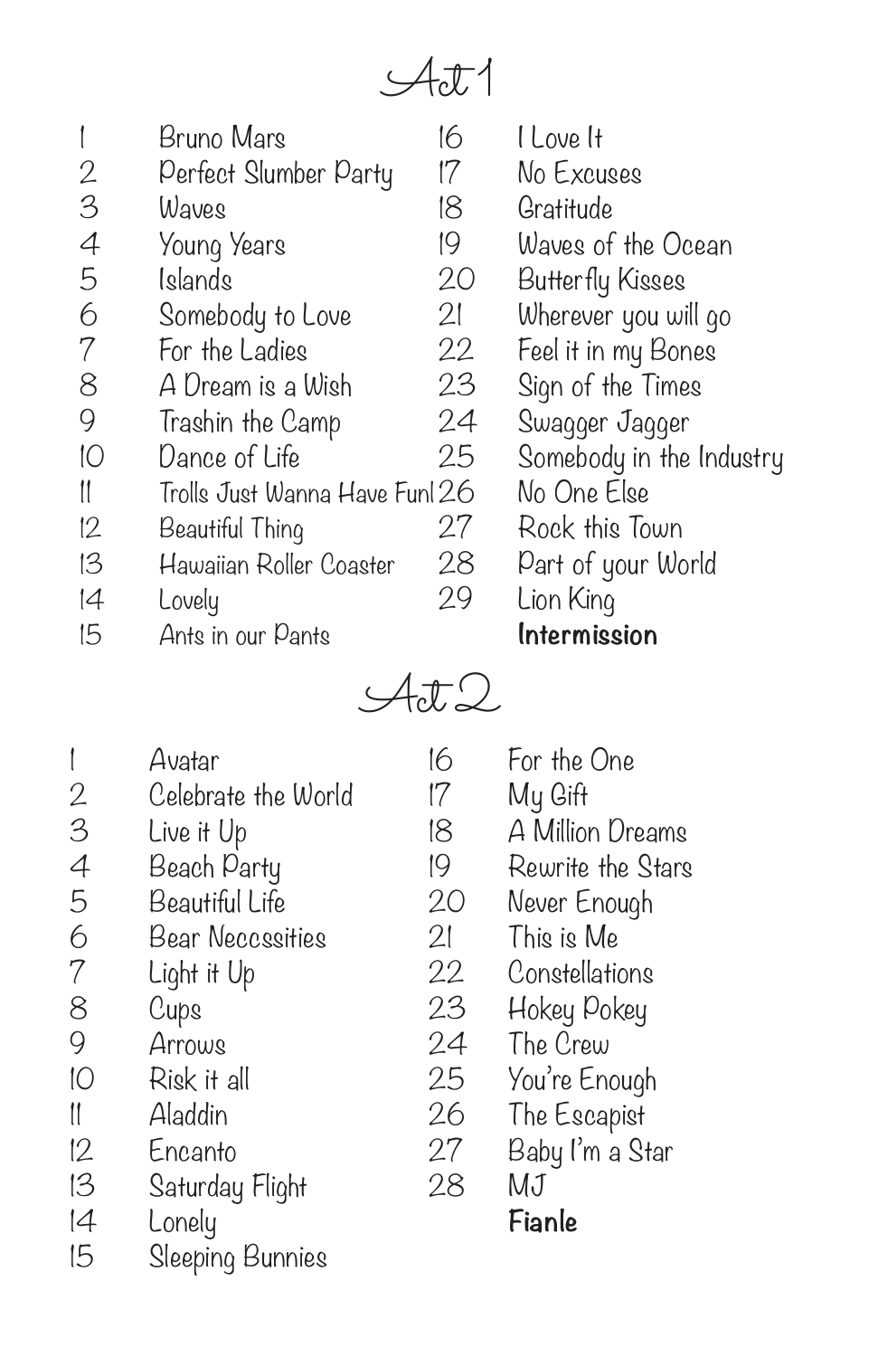# Act 1

1. Bruno Mars
2. Perfect Slumber Party
3. Waves
4. Young Years
5. Islands
6. Somebody to Love
7. For the Ladies
8. A Dream is a Wish
9. Trashin the Camp
10. Dance of Life
11. Trolls Just Wanna Have Fun!
12. Beautiful Thing
13. Hawaiian Roller Coaster
14. Lovely
15. Ants in our Pants
16. I Love It
17. No Excuses
18. Gratitude
19. Waves of the Ocean
20. Butterfly Kisses
21. Wherever you will go
22. Feel it in my Bones
23. Sign of the Times
24. Swagger Jagger
25. Somebody in the Industry
26. No One Else
27. Rock this Town
28. Part of your World
29. Lion King

**Intermission**

# Act 2

1. Avatar
2. Celebrate the World
3. Live it Up
4. Beach Party
5. Beautiful Life
6. Bear Neccssities
7. Light it Up
8. Cups
9. Arrows
10. Risk it all
11. Aladdin
12. Encanto
13. Saturday Flight
14. Lonely
15. Sleeping Bunnies
16. For the One
17. My Gift
18. A Million Dreams
19. Rewrite the Stars
20. Never Enough
21. This is Me
22. Constellations
23. Hokey Pokey
24. The Crew
25. You're Enough
26. The Escapist
27. Baby I'm a Star
28. MJ

**Fianle**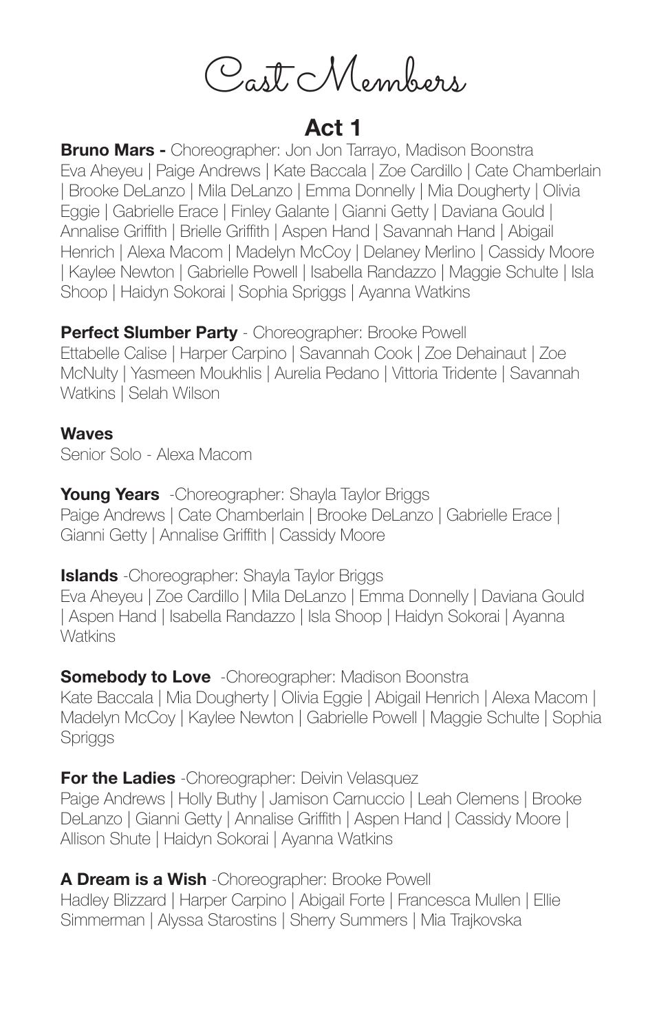# Cast Members

## Act 1

**Bruno Mars -** Choreographer: Jon Jon Tarrayo, Madison Boonstra
Eva Aheyeu | Paige Andrews | Kate Baccala | Zoe Cardillo | Cate Chamberlain | Brooke DeLanzo | Mila DeLanzo | Emma Donnelly | Mia Dougherty | Olivia Eggie | Gabrielle Erace | Finley Galante | Gianni Getty | Daviana Gould | Annalise Griffith | Brielle Griffith | Aspen Hand | Savannah Hand | Abigail Henrich | Alexa Macom | Madelyn McCoy | Delaney Merlino | Cassidy Moore | Kaylee Newton | Gabrielle Powell | Isabella Randazzo | Maggie Schulte | Isla Shoop | Haidyn Sokorai | Sophia Spriggs | Ayanna Watkins

**Perfect Slumber Party** - Choreographer: Brooke Powell
Ettabelle Calise | Harper Carpino | Savannah Cook | Zoe Dehainaut | Zoe McNulty | Yasmeen Moukhlis | Aurelia Pedano | Vittoria Tridente | Savannah Watkins | Selah Wilson

**Waves**
Senior Solo - Alexa Macom

**Young Years** -Choreographer: Shayla Taylor Briggs
Paige Andrews | Cate Chamberlain | Brooke DeLanzo | Gabrielle Erace | Gianni Getty | Annalise Griffith | Cassidy Moore

**Islands** -Choreographer: Shayla Taylor Briggs
Eva Aheyeu | Zoe Cardillo | Mila DeLanzo | Emma Donnelly | Daviana Gould | Aspen Hand | Isabella Randazzo | Isla Shoop | Haidyn Sokorai | Ayanna Watkins

**Somebody to Love** -Choreographer: Madison Boonstra
Kate Baccala | Mia Dougherty | Olivia Eggie | Abigail Henrich | Alexa Macom | Madelyn McCoy | Kaylee Newton | Gabrielle Powell | Maggie Schulte | Sophia Spriggs

**For the Ladies** -Choreographer: Deivin Velasquez
Paige Andrews | Holly Buthy | Jamison Carnuccio | Leah Clemens | Brooke DeLanzo | Gianni Getty | Annalise Griffith | Aspen Hand | Cassidy Moore | Allison Shute | Haidyn Sokorai | Ayanna Watkins

**A Dream is a Wish** -Choreographer: Brooke Powell
Hadley Blizzard | Harper Carpino | Abigail Forte | Francesca Mullen | Ellie Simmerman | Alyssa Starostins | Sherry Summers | Mia Trajkovska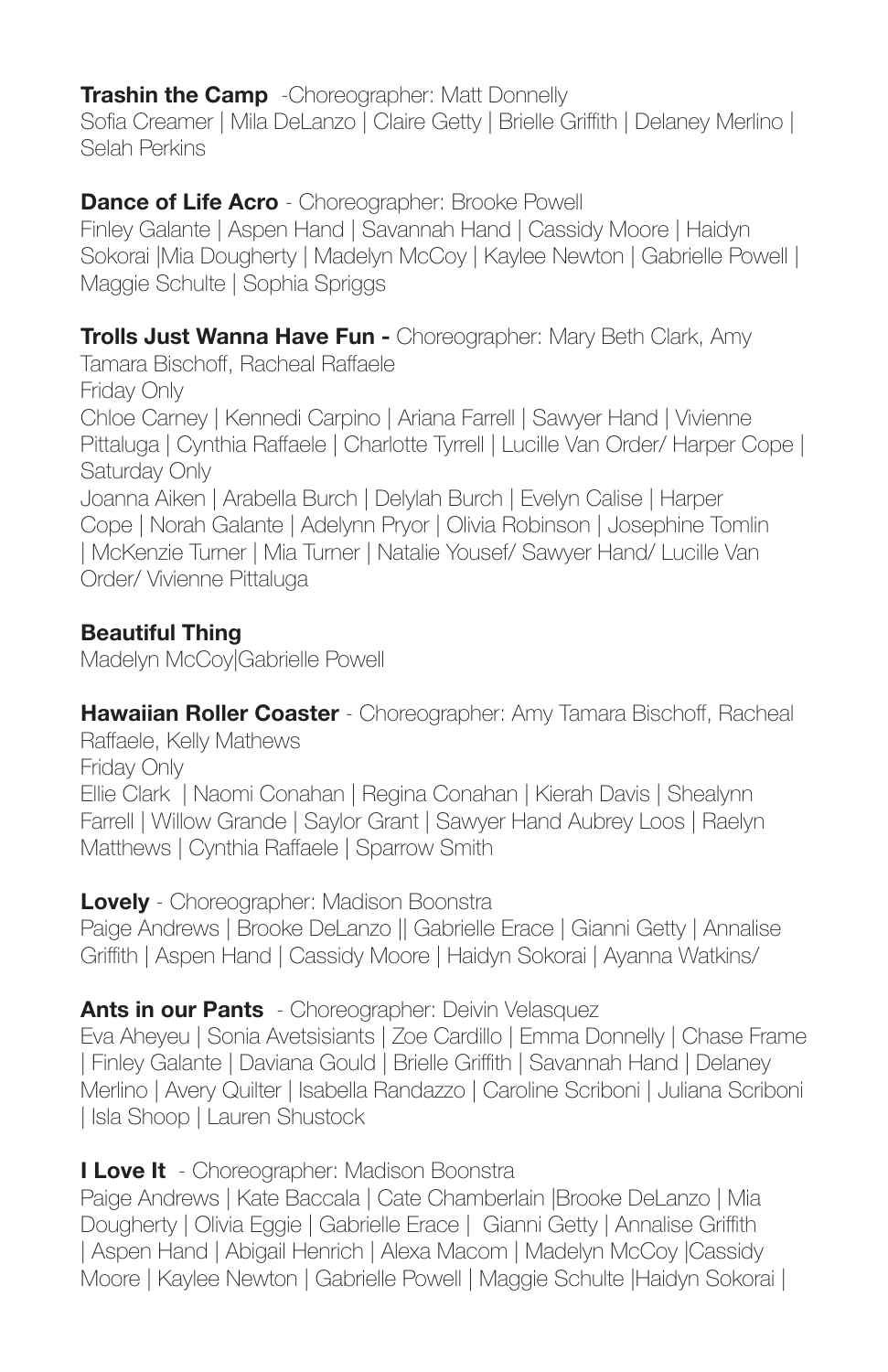**Trashin the Camp** -Choreographer: Matt Donnelly
Sofia Creamer | Mila DeLanzo | Claire Getty | Brielle Griffith | Delaney Merlino | Selah Perkins

**Dance of Life Acro** - Choreographer: Brooke Powell
Finley Galante | Aspen Hand | Savannah Hand | Cassidy Moore | Haidyn Sokorai |Mia Dougherty | Madelyn McCoy | Kaylee Newton | Gabrielle Powell | Maggie Schulte | Sophia Spriggs

**Trolls Just Wanna Have Fun -** Choreographer: Mary Beth Clark, Amy Tamara Bischoff, Racheal Raffaele
Friday Only
Chloe Carney | Kennedi Carpino | Ariana Farrell | Sawyer Hand | Vivienne Pittaluga | Cynthia Raffaele | Charlotte Tyrrell | Lucille Van Order/ Harper Cope |
Saturday Only
Joanna Aiken | Arabella Burch | Delylah Burch | Evelyn Calise | Harper Cope | Norah Galante | Adelynn Pryor | Olivia Robinson | Josephine Tomlin | McKenzie Turner | Mia Turner | Natalie Yousef/ Sawyer Hand/ Lucille Van Order/ Vivienne Pittaluga

**Beautiful Thing**
Madelyn McCoy|Gabrielle Powell

**Hawaiian Roller Coaster** - Choreographer: Amy Tamara Bischoff, Racheal Raffaele, Kelly Mathews
Friday Only
Ellie Clark | Naomi Conahan | Regina Conahan | Kierah Davis | Shealynn Farrell | Willow Grande | Saylor Grant | Sawyer Hand Aubrey Loos | Raelyn Matthews | Cynthia Raffaele | Sparrow Smith

**Lovely** - Choreographer: Madison Boonstra
Paige Andrews | Brooke DeLanzo || Gabrielle Erace | Gianni Getty | Annalise Griffith | Aspen Hand | Cassidy Moore | Haidyn Sokorai | Ayanna Watkins/

**Ants in our Pants** - Choreographer: Deivin Velasquez
Eva Aheyeu | Sonia Avetsisiants | Zoe Cardillo | Emma Donnelly | Chase Frame | Finley Galante | Daviana Gould | Brielle Griffith | Savannah Hand | Delaney Merlino | Avery Quilter | Isabella Randazzo | Caroline Scriboni | Juliana Scriboni | Isla Shoop | Lauren Shustock

**I Love It** - Choreographer: Madison Boonstra
Paige Andrews | Kate Baccala | Cate Chamberlain |Brooke DeLanzo | Mia Dougherty | Olivia Eggie | Gabrielle Erace | Gianni Getty | Annalise Griffith | Aspen Hand | Abigail Henrich | Alexa Macom | Madelyn McCoy |Cassidy Moore | Kaylee Newton | Gabrielle Powell | Maggie Schulte |Haidyn Sokorai |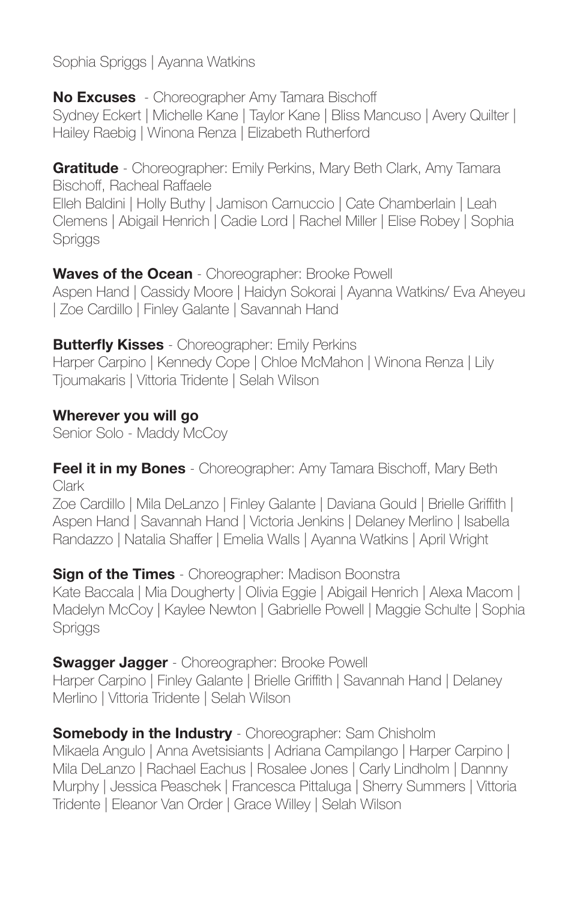Sophia Spriggs | Ayanna Watkins

**No Excuses** - Choreographer Amy Tamara Bischoff
Sydney Eckert | Michelle Kane | Taylor Kane | Bliss Mancuso | Avery Quilter | Hailey Raebig | Winona Renza | Elizabeth Rutherford

**Gratitude** - Choreographer: Emily Perkins, Mary Beth Clark, Amy Tamara Bischoff, Racheal Raffaele
Elleh Baldini | Holly Buthy | Jamison Carnuccio | Cate Chamberlain | Leah Clemens | Abigail Henrich | Cadie Lord | Rachel Miller | Elise Robey | Sophia Spriggs

**Waves of the Ocean** - Choreographer: Brooke Powell
Aspen Hand | Cassidy Moore | Haidyn Sokorai | Ayanna Watkins/ Eva Aheyeu | Zoe Cardillo | Finley Galante | Savannah Hand

**Butterfly Kisses** - Choreographer: Emily Perkins
Harper Carpino | Kennedy Cope | Chloe McMahon | Winona Renza | Lily Tjoumakaris | Vittoria Tridente | Selah Wilson

**Wherever you will go**
Senior Solo - Maddy McCoy

**Feel it in my Bones** - Choreographer: Amy Tamara Bischoff, Mary Beth Clark
Zoe Cardillo | Mila DeLanzo | Finley Galante | Daviana Gould | Brielle Griffith | Aspen Hand | Savannah Hand | Victoria Jenkins | Delaney Merlino | Isabella Randazzo | Natalia Shaffer | Emelia Walls | Ayanna Watkins | April Wright

**Sign of the Times** - Choreographer: Madison Boonstra
Kate Baccala | Mia Dougherty | Olivia Eggie | Abigail Henrich | Alexa Macom | Madelyn McCoy | Kaylee Newton | Gabrielle Powell | Maggie Schulte | Sophia Spriggs

**Swagger Jagger** - Choreographer: Brooke Powell
Harper Carpino | Finley Galante | Brielle Griffith | Savannah Hand | Delaney Merlino | Vittoria Tridente | Selah Wilson

**Somebody in the Industry** - Choreographer: Sam Chisholm
Mikaela Angulo | Anna Avetsisiants | Adriana Campilango | Harper Carpino | Mila DeLanzo | Rachael Eachus | Rosalee Jones | Carly Lindholm | Dannny Murphy | Jessica Peaschek | Francesca Pittaluga | Sherry Summers | Vittoria Tridente | Eleanor Van Order | Grace Willey | Selah Wilson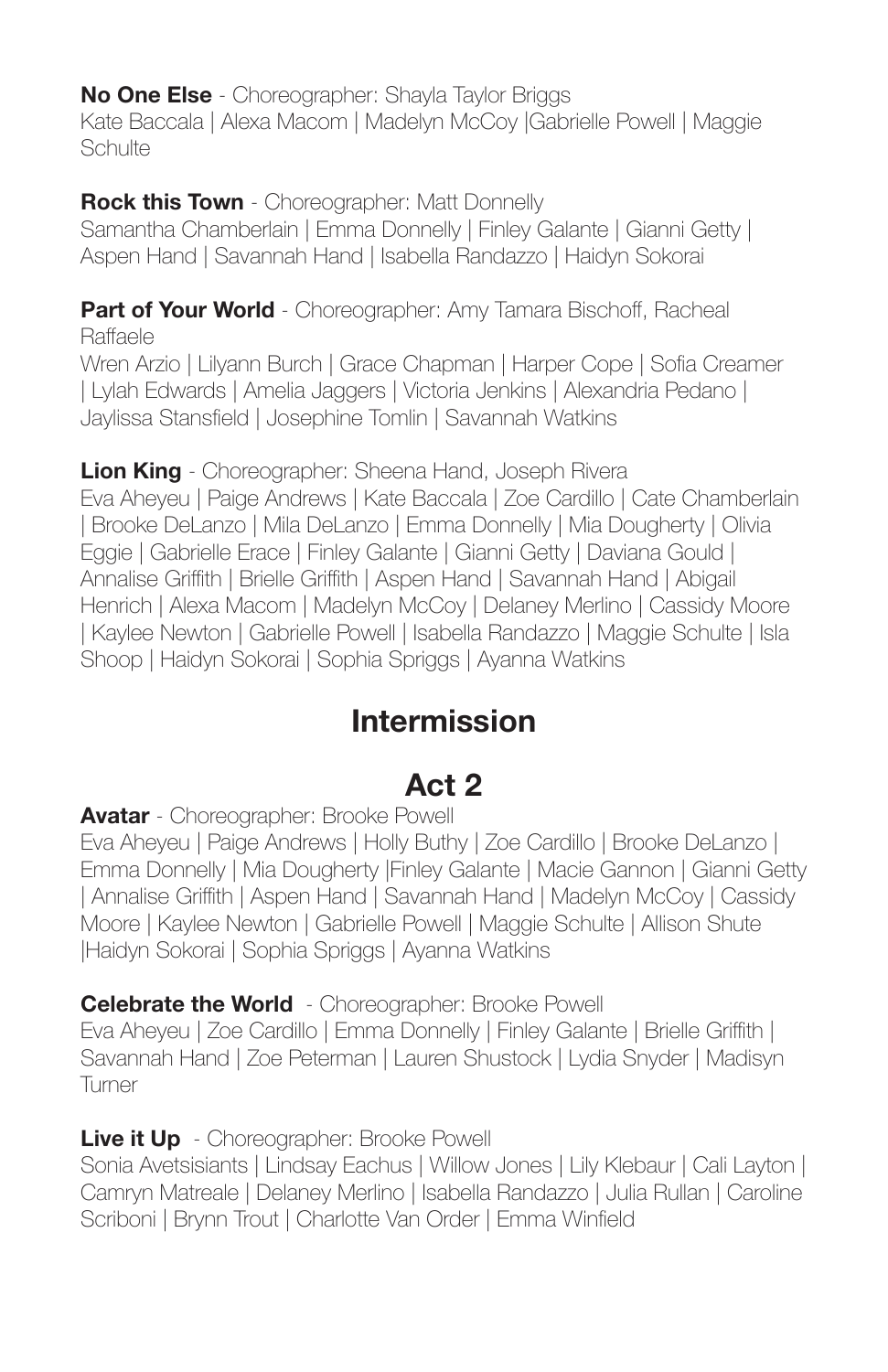**No One Else** - Choreographer: Shayla Taylor Briggs
Kate Baccala | Alexa Macom | Madelyn McCoy |Gabrielle Powell | Maggie Schulte

**Rock this Town** - Choreographer: Matt Donnelly
Samantha Chamberlain | Emma Donnelly | Finley Galante | Gianni Getty | Aspen Hand | Savannah Hand | Isabella Randazzo | Haidyn Sokorai

**Part of Your World** - Choreographer: Amy Tamara Bischoff, Racheal Raffaele
Wren Arzio | Lilyann Burch | Grace Chapman | Harper Cope | Sofia Creamer | Lylah Edwards | Amelia Jaggers | Victoria Jenkins | Alexandria Pedano | Jaylissa Stansfield | Josephine Tomlin | Savannah Watkins

**Lion King** - Choreographer: Sheena Hand, Joseph Rivera
Eva Aheyeu | Paige Andrews | Kate Baccala | Zoe Cardillo | Cate Chamberlain | Brooke DeLanzo | Mila DeLanzo | Emma Donnelly | Mia Dougherty | Olivia Eggie | Gabrielle Erace | Finley Galante | Gianni Getty | Daviana Gould | Annalise Griffith | Brielle Griffith | Aspen Hand | Savannah Hand | Abigail Henrich | Alexa Macom | Madelyn McCoy | Delaney Merlino | Cassidy Moore | Kaylee Newton | Gabrielle Powell | Isabella Randazzo | Maggie Schulte | Isla Shoop | Haidyn Sokorai | Sophia Spriggs | Ayanna Watkins

## Intermission

## Act 2

**Avatar** - Choreographer: Brooke Powell
Eva Aheyeu | Paige Andrews | Holly Buthy | Zoe Cardillo | Brooke DeLanzo | Emma Donnelly | Mia Dougherty |Finley Galante | Macie Gannon | Gianni Getty | Annalise Griffith | Aspen Hand | Savannah Hand | Madelyn McCoy | Cassidy Moore | Kaylee Newton | Gabrielle Powell | Maggie Schulte | Allison Shute |Haidyn Sokorai | Sophia Spriggs | Ayanna Watkins

**Celebrate the World** - Choreographer: Brooke Powell
Eva Aheyeu | Zoe Cardillo | Emma Donnelly | Finley Galante | Brielle Griffith | Savannah Hand | Zoe Peterman | Lauren Shustock | Lydia Snyder | Madisyn Turner

**Live it Up** - Choreographer: Brooke Powell
Sonia Avetsisiants | Lindsay Eachus | Willow Jones | Lily Klebaur | Cali Layton | Camryn Matreale | Delaney Merlino | Isabella Randazzo | Julia Rullan | Caroline Scriboni | Brynn Trout | Charlotte Van Order | Emma Winfield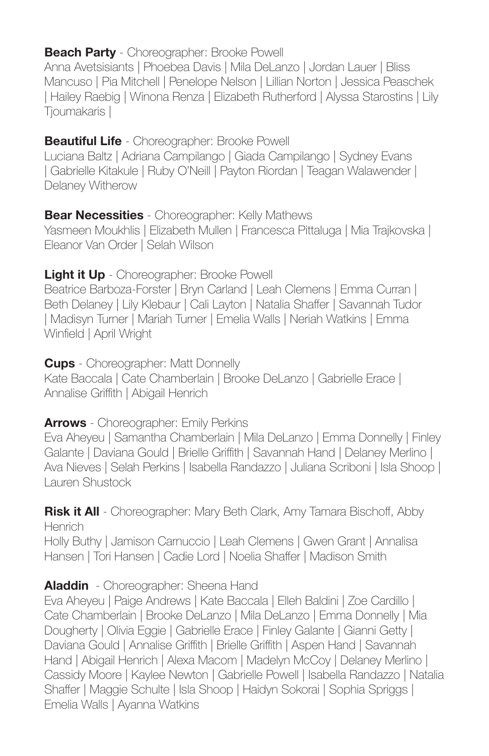**Beach Party** - Choreographer: Brooke Powell
Anna Avetsisiants | Phoebea Davis | Mila DeLanzo | Jordan Lauer | Bliss Mancuso | Pia Mitchell | Penelope Nelson | Lillian Norton | Jessica Peaschek | Hailey Raebig | Winona Renza | Elizabeth Rutherford | Alyssa Starostins | Lily Tjoumakaris |

**Beautiful Life** - Choreographer: Brooke Powell
Luciana Baltz | Adriana Campilango | Giada Campilango | Sydney Evans | Gabrielle Kitakule | Ruby O'Neill | Payton Riordan | Teagan Walawender | Delaney Witherow

**Bear Necessities** - Choreographer: Kelly Mathews
Yasmeen Moukhlis | Elizabeth Mullen | Francesca Pittaluga | Mia Trajkovska | Eleanor Van Order | Selah Wilson

**Light it Up** - Choreographer: Brooke Powell
Beatrice Barboza-Forster | Bryn Carland | Leah Clemens | Emma Curran | Beth Delaney | Lily Klebaur | Cali Layton | Natalia Shaffer | Savannah Tudor | Madisyn Turner | Mariah Turner | Emelia Walls | Neriah Watkins | Emma Winfield | April Wright

**Cups** - Choreographer: Matt Donnelly
Kate Baccala | Cate Chamberlain | Brooke DeLanzo | Gabrielle Erace | Annalise Griffith | Abigail Henrich

**Arrows** - Choreographer: Emily Perkins
Eva Aheyeu | Samantha Chamberlain | Mila DeLanzo | Emma Donnelly | Finley Galante | Daviana Gould | Brielle Griffith | Savannah Hand | Delaney Merlino | Ava Nieves | Selah Perkins | Isabella Randazzo | Juliana Scriboni | Isla Shoop | Lauren Shustock

**Risk it All** - Choreographer: Mary Beth Clark, Amy Tamara Bischoff, Abby Henrich
Holly Buthy | Jamison Carnuccio | Leah Clemens | Gwen Grant | Annalisa Hansen | Tori Hansen | Cadie Lord | Noelia Shaffer | Madison Smith

**Aladdin** - Choreographer: Sheena Hand
Eva Aheyeu | Paige Andrews | Kate Baccala | Elleh Baldini | Zoe Cardillo | Cate Chamberlain | Brooke DeLanzo | Mila DeLanzo | Emma Donnelly | Mia Dougherty | Olivia Eggie | Gabrielle Erace | Finley Galante | Gianni Getty | Daviana Gould | Annalise Griffith | Brielle Griffith | Aspen Hand | Savannah Hand | Abigail Henrich | Alexa Macom | Madelyn McCoy | Delaney Merlino | Cassidy Moore | Kaylee Newton | Gabrielle Powell | Isabella Randazzo | Natalia Shaffer | Maggie Schulte | Isla Shoop | Haidyn Sokorai | Sophia Spriggs | Emelia Walls | Ayanna Watkins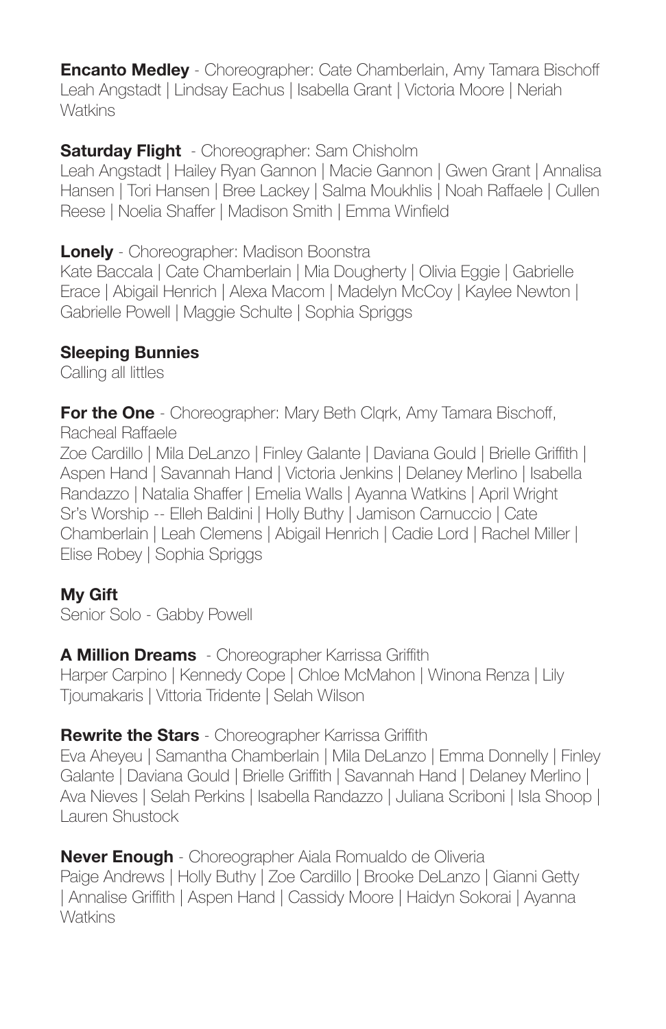**Encanto Medley** - Choreographer: Cate Chamberlain, Amy Tamara Bischoff
Leah Angstadt | Lindsay Eachus | Isabella Grant | Victoria Moore | Neriah Watkins

**Saturday Flight** - Choreographer: Sam Chisholm
Leah Angstadt | Hailey Ryan Gannon | Macie Gannon | Gwen Grant | Annalisa Hansen | Tori Hansen | Bree Lackey | Salma Moukhlis | Noah Raffaele | Cullen Reese | Noelia Shaffer | Madison Smith | Emma Winfield

**Lonely** - Choreographer: Madison Boonstra
Kate Baccala | Cate Chamberlain | Mia Dougherty | Olivia Eggie | Gabrielle Erace | Abigail Henrich | Alexa Macom | Madelyn McCoy | Kaylee Newton | Gabrielle Powell | Maggie Schulte | Sophia Spriggs

**Sleeping Bunnies**
Calling all littles

**For the One** - Choreographer: Mary Beth Clqrk, Amy Tamara Bischoff, Racheal Raffaele
Zoe Cardillo | Mila DeLanzo | Finley Galante | Daviana Gould | Brielle Griffith | Aspen Hand | Savannah Hand | Victoria Jenkins | Delaney Merlino | Isabella Randazzo | Natalia Shaffer | Emelia Walls | Ayanna Watkins | April Wright
Sr's Worship -- Elleh Baldini | Holly Buthy | Jamison Carnuccio | Cate Chamberlain | Leah Clemens | Abigail Henrich | Cadie Lord | Rachel Miller | Elise Robey | Sophia Spriggs

**My Gift**
Senior Solo - Gabby Powell

**A Million Dreams** - Choreographer Karrissa Griffith
Harper Carpino | Kennedy Cope | Chloe McMahon | Winona Renza | Lily Tjoumakaris | Vittoria Tridente | Selah Wilson

**Rewrite the Stars** - Choreographer Karrissa Griffith
Eva Aheyeu | Samantha Chamberlain | Mila DeLanzo | Emma Donnelly | Finley Galante | Daviana Gould | Brielle Griffith | Savannah Hand | Delaney Merlino | Ava Nieves | Selah Perkins | Isabella Randazzo | Juliana Scriboni | Isla Shoop | Lauren Shustock

**Never Enough** - Choreographer Aiala Romualdo de Oliveria
Paige Andrews | Holly Buthy | Zoe Cardillo | Brooke DeLanzo | Gianni Getty | Annalise Griffith | Aspen Hand | Cassidy Moore | Haidyn Sokorai | Ayanna Watkins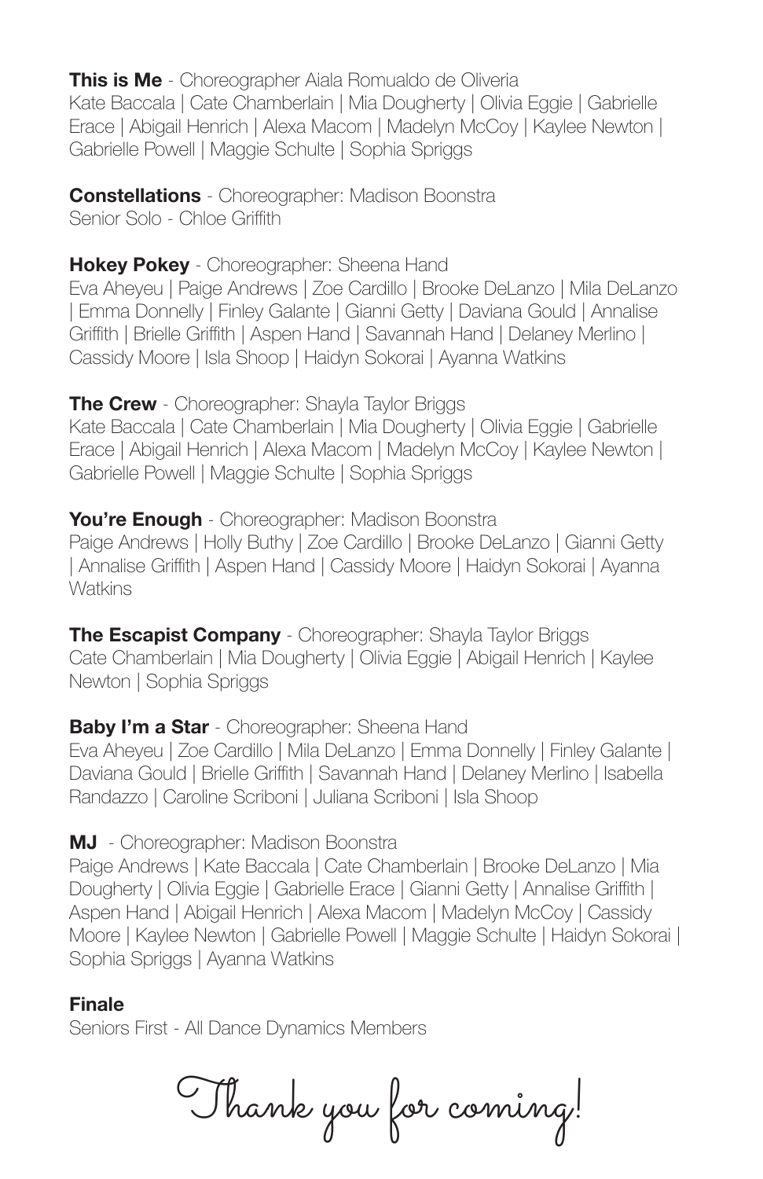**This is Me** - Choreographer Aiala Romualdo de Oliveria
Kate Baccala | Cate Chamberlain | Mia Dougherty | Olivia Eggie | Gabrielle Erace | Abigail Henrich | Alexa Macom | Madelyn McCoy | Kaylee Newton | Gabrielle Powell | Maggie Schulte | Sophia Spriggs

**Constellations** - Choreographer: Madison Boonstra
Senior Solo - Chloe Griffith

**Hokey Pokey** - Choreographer: Sheena Hand
Eva Aheyeu | Paige Andrews | Zoe Cardillo | Brooke DeLanzo | Mila DeLanzo | Emma Donnelly | Finley Galante | Gianni Getty | Daviana Gould | Annalise Griffith | Brielle Griffith | Aspen Hand | Savannah Hand | Delaney Merlino | Cassidy Moore | Isla Shoop | Haidyn Sokorai | Ayanna Watkins

**The Crew** - Choreographer: Shayla Taylor Briggs
Kate Baccala | Cate Chamberlain | Mia Dougherty | Olivia Eggie | Gabrielle Erace | Abigail Henrich | Alexa Macom | Madelyn McCoy | Kaylee Newton | Gabrielle Powell | Maggie Schulte | Sophia Spriggs

**You're Enough** - Choreographer: Madison Boonstra
Paige Andrews | Holly Buthy | Zoe Cardillo | Brooke DeLanzo | Gianni Getty | Annalise Griffith | Aspen Hand | Cassidy Moore | Haidyn Sokorai | Ayanna Watkins

**The Escapist Company** - Choreographer: Shayla Taylor Briggs
Cate Chamberlain | Mia Dougherty | Olivia Eggie | Abigail Henrich | Kaylee Newton | Sophia Spriggs

**Baby I'm a Star** - Choreographer: Sheena Hand
Eva Aheyeu | Zoe Cardillo | Mila DeLanzo | Emma Donnelly | Finley Galante | Daviana Gould | Brielle Griffith | Savannah Hand | Delaney Merlino | Isabella Randazzo | Caroline Scriboni | Juliana Scriboni | Isla Shoop

**MJ** - Choreographer: Madison Boonstra
Paige Andrews | Kate Baccala | Cate Chamberlain | Brooke DeLanzo | Mia Dougherty | Olivia Eggie | Gabrielle Erace | Gianni Getty | Annalise Griffith | Aspen Hand | Abigail Henrich | Alexa Macom | Madelyn McCoy | Cassidy Moore | Kaylee Newton | Gabrielle Powell | Maggie Schulte | Haidyn Sokorai | Sophia Spriggs | Ayanna Watkins

**Finale**
Seniors First - All Dance Dynamics Members

Thank you for coming!